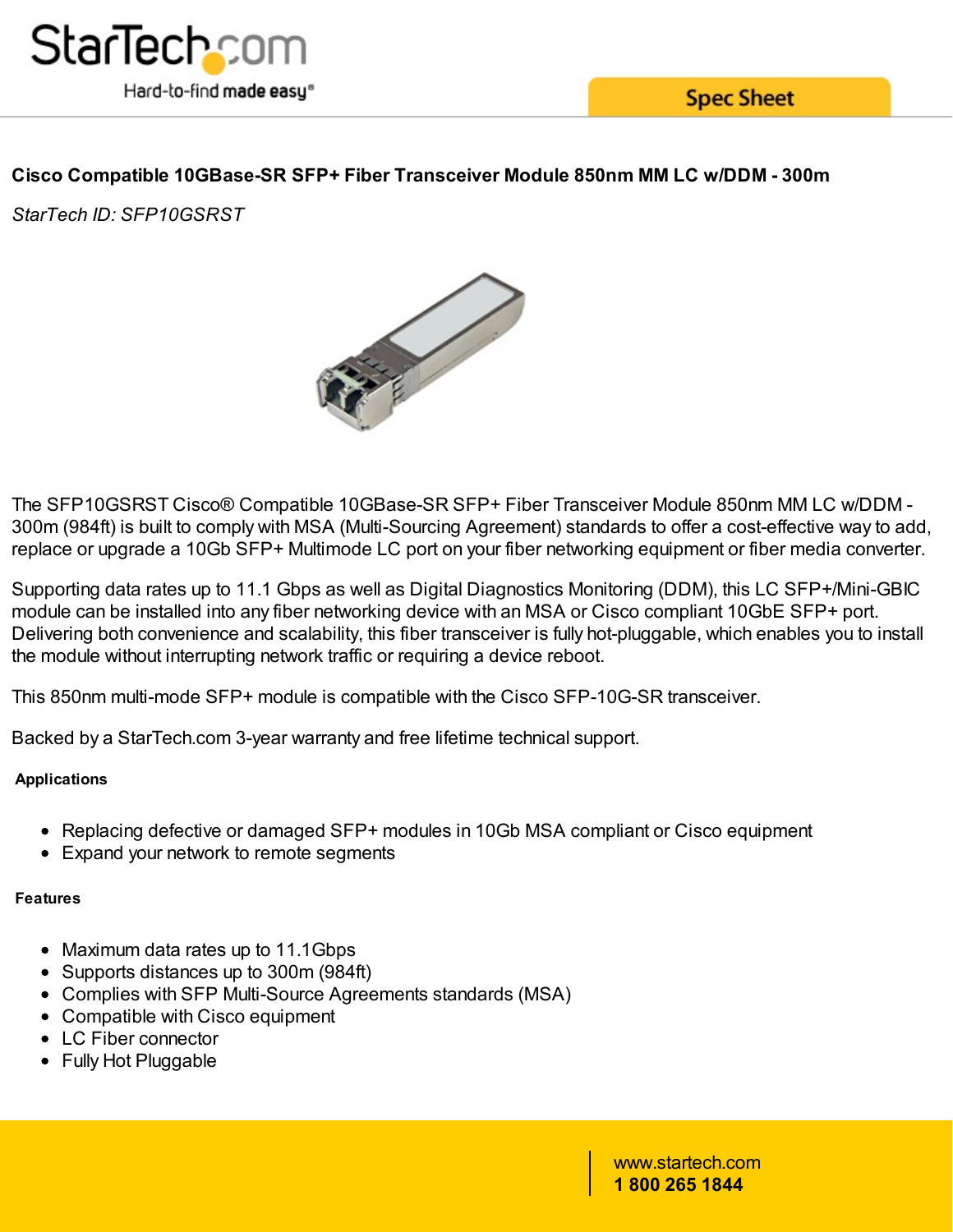# Cisco Compatible 10GBase-SR SFP+ Fiber Transceiver Module 850nm MM LC w/DDM - 300m

*StarTech ID: SFP10GSRST*

The SFP10GSRST Cisco® Compatible 10GBase-SR SFP+ Fiber Transceiver Module 850nm MM LC w/DDM - 300m (984ft) is built to comply with MSA (Multi-Sourcing Agreement) standards to offer a cost-effective way to add, replace or upgrade a 10Gb SFP+ Multimode LC port on your fiber networking equipment or fiber media converter.

Supporting data rates up to 11.1 Gbps as well as Digital Diagnostics Monitoring (DDM), this LC SFP+/Mini-GBIC module can be installed into any fiber networking device with an MSA or Cisco compliant 10GbE SFP+ port. Delivering both convenience and scalability, this fiber transceiver is fully hot-pluggable, which enables you to install the module without interrupting network traffic or requiring a device reboot.

This 850nm multi-mode SFP+ module is compatible with the Cisco SFP-10G-SR transceiver.

Backed by a StarTech.com 3-year warranty and free lifetime technical support.

## Applications

- Replacing defective or damaged SFP+ modules in 10Gb MSA compliant or Cisco equipment
- Expand your network to remote segments

## Features

- Maximum data rates up to 11.1Gbps
- Supports distances up to 300m (984ft)
- Complies with SFP Multi-Source Agreements standards (MSA)
- Compatible with Cisco equipment
- LC Fiber connector
- Fully Hot Pluggable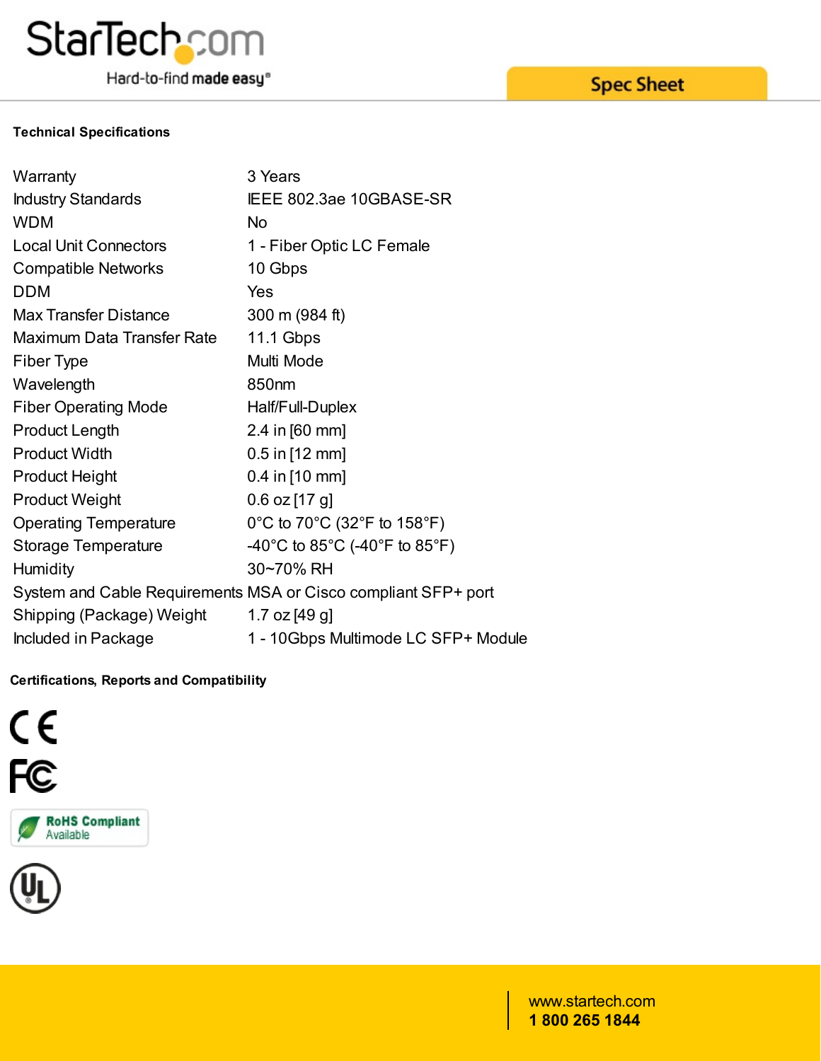## Technical Specifications

| | |
|---|---|
| Warranty | 3 Years |
| Industry Standards | IEEE 802.3ae 10GBASE-SR |
| WDM | No |
| Local Unit Connectors | 1 - Fiber Optic LC Female |
| Compatible Networks | 10 Gbps |
| DDM | Yes |
| Max Transfer Distance | 300 m (984 ft) |
| Maximum Data Transfer Rate | 11.1 Gbps |
| Fiber Type | Multi Mode |
| Wavelength | 850nm |
| Fiber Operating Mode | Half/Full-Duplex |
| Product Length | 2.4 in [60 mm] |
| Product Width | 0.5 in [12 mm] |
| Product Height | 0.4 in [10 mm] |
| Product Weight | 0.6 oz [17 g] |
| Operating Temperature | 0°C to 70°C (32°F to 158°F) |
| Storage Temperature | -40°C to 85°C (-40°F to 85°F) |
| Humidity | 30~70% RH |
| System and Cable Requirements | MSA or Cisco compliant SFP+ port |
| Shipping (Package) Weight | 1.7 oz [49 g] |
| Included in Package | 1 - 10Gbps Multimode LC SFP+ Module |

## Certifications, Reports and Compatibility

CE

FC

RoHS Compliant Available

UL